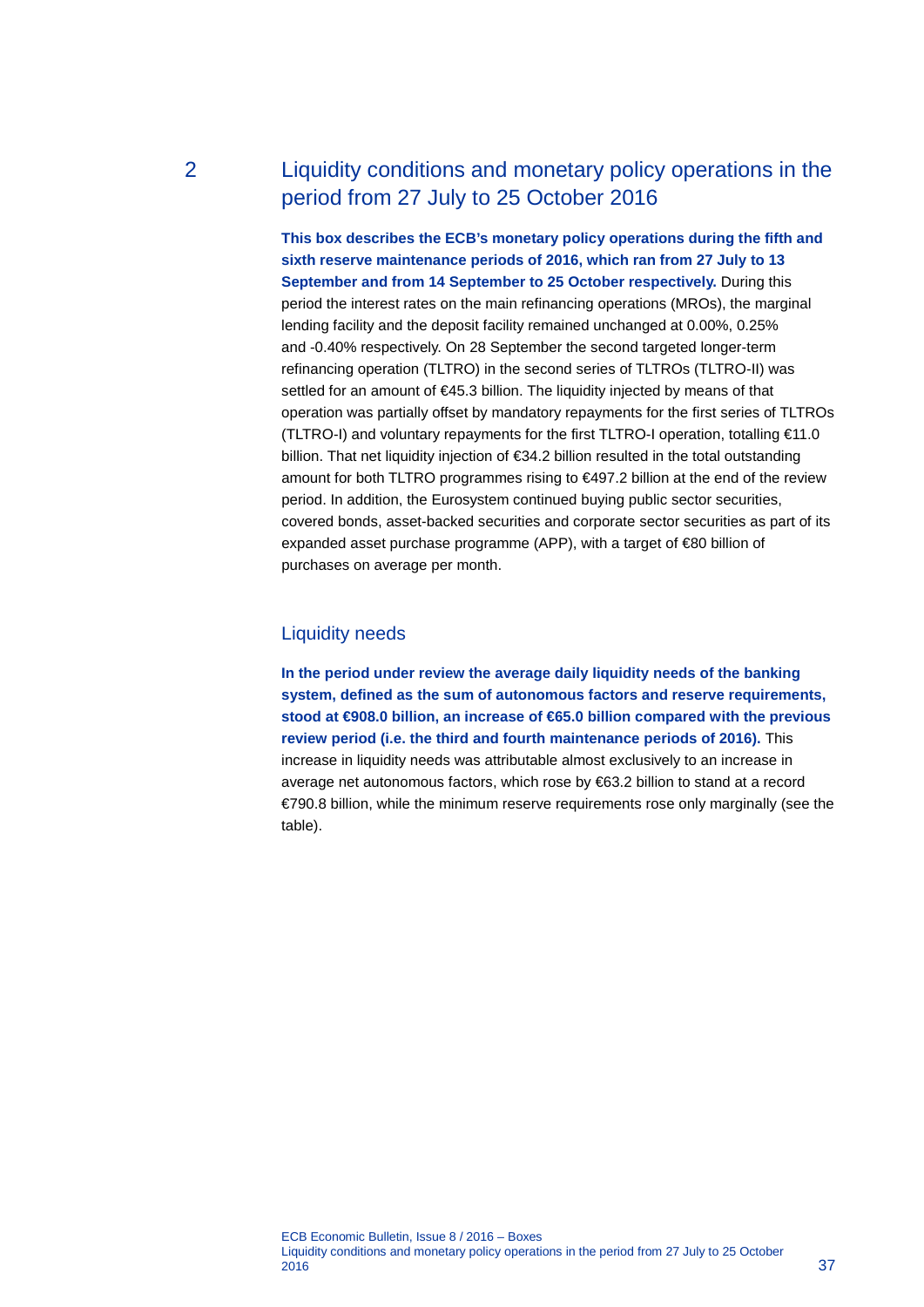# 2 Liquidity conditions and monetary policy operations in the period from 27 July to 25 October 2016

**This box describes the ECB's monetary policy operations during the fifth and sixth reserve maintenance periods of 2016, which ran from 27 July to 13 September and from 14 September to 25 October respectively.** During this period the interest rates on the main refinancing operations (MROs), the marginal lending facility and the deposit facility remained unchanged at 0.00%, 0.25% and -0.40% respectively. On 28 September the second targeted longer-term refinancing operation (TLTRO) in the second series of TLTROs (TLTRO-II) was settled for an amount of €45.3 billion. The liquidity injected by means of that operation was partially offset by mandatory repayments for the first series of TLTROs (TLTRO-I) and voluntary repayments for the first TLTRO-I operation, totalling €11.0 billion. That net liquidity injection of €34.2 billion resulted in the total outstanding amount for both TLTRO programmes rising to €497.2 billion at the end of the review period. In addition, the Eurosystem continued buying public sector securities, covered bonds, asset-backed securities and corporate sector securities as part of its expanded asset purchase programme (APP), with a target of €80 billion of purchases on average per month.

## Liquidity needs

**In the period under review the average daily liquidity needs of the banking system, defined as the sum of autonomous factors and reserve requirements, stood at €908.0 billion, an increase of €65.0 billion compared with the previous review period (i.e. the third and fourth maintenance periods of 2016).** This increase in liquidity needs was attributable almost exclusively to an increase in average net autonomous factors, which rose by €63.2 billion to stand at a record €790.8 billion, while the minimum reserve requirements rose only marginally (see the table).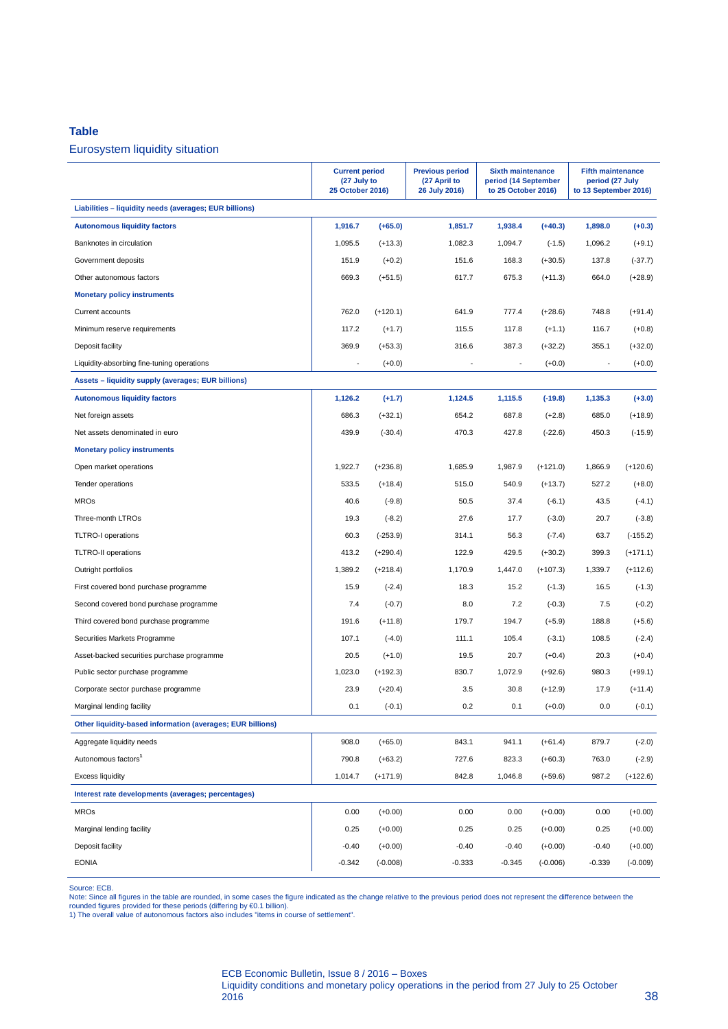**Table**

Eurosystem liquidity situation

| | Current period (27 July to 25 October 2016) | | Previous period (27 April to 26 July 2016) | Sixth maintenance period (14 September to 25 October 2016) | | Fifth maintenance period (27 July to 13 September 2016) | |
|---|---|---|---|---|---|---|---|
| **Liabilities – liquidity needs (averages; EUR billions)** | | | | | | | |
| **Autonomous liquidity factors** | **1,916.7** | **(+65.0)** | **1,851.7** | **1,938.4** | **(+40.3)** | **1,898.0** | **(+0.3)** |
| Banknotes in circulation | 1,095.5 | (+13.3) | 1,082.3 | 1,094.7 | (-1.5) | 1,096.2 | (+9.1) |
| Government deposits | 151.9 | (+0.2) | 151.6 | 168.3 | (+30.5) | 137.8 | (-37.7) |
| Other autonomous factors | 669.3 | (+51.5) | 617.7 | 675.3 | (+11.3) | 664.0 | (+28.9) |
| **Monetary policy instruments** | | | | | | | |
| Current accounts | 762.0 | (+120.1) | 641.9 | 777.4 | (+28.6) | 748.8 | (+91.4) |
| Minimum reserve requirements | 117.2 | (+1.7) | 115.5 | 117.8 | (+1.1) | 116.7 | (+0.8) |
| Deposit facility | 369.9 | (+53.3) | 316.6 | 387.3 | (+32.2) | 355.1 | (+32.0) |
| Liquidity-absorbing fine-tuning operations | - | (+0.0) | - | - | (+0.0) | - | (+0.0) |
| **Assets – liquidity supply (averages; EUR billions)** | | | | | | | |
| **Autonomous liquidity factors** | **1,126.2** | **(+1.7)** | **1,124.5** | **1,115.5** | **(-19.8)** | **1,135.3** | **(+3.0)** |
| Net foreign assets | 686.3 | (+32.1) | 654.2 | 687.8 | (+2.8) | 685.0 | (+18.9) |
| Net assets denominated in euro | 439.9 | (-30.4) | 470.3 | 427.8 | (-22.6) | 450.3 | (-15.9) |
| **Monetary policy instruments** | | | | | | | |
| Open market operations | 1,922.7 | (+236.8) | 1,685.9 | 1,987.9 | (+121.0) | 1,866.9 | (+120.6) |
| Tender operations | 533.5 | (+18.4) | 515.0 | 540.9 | (+13.7) | 527.2 | (+8.0) |
| MROs | 40.6 | (-9.8) | 50.5 | 37.4 | (-6.1) | 43.5 | (-4.1) |
| Three-month LTROs | 19.3 | (-8.2) | 27.6 | 17.7 | (-3.0) | 20.7 | (-3.8) |
| TLTRO-I operations | 60.3 | (-253.9) | 314.1 | 56.3 | (-7.4) | 63.7 | (-155.2) |
| TLTRO-II operations | 413.2 | (+290.4) | 122.9 | 429.5 | (+30.2) | 399.3 | (+171.1) |
| Outright portfolios | 1,389.2 | (+218.4) | 1,170.9 | 1,447.0 | (+107.3) | 1,339.7 | (+112.6) |
| First covered bond purchase programme | 15.9 | (-2.4) | 18.3 | 15.2 | (-1.3) | 16.5 | (-1.3) |
| Second covered bond purchase programme | 7.4 | (-0.7) | 8.0 | 7.2 | (-0.3) | 7.5 | (-0.2) |
| Third covered bond purchase programme | 191.6 | (+11.8) | 179.7 | 194.7 | (+5.9) | 188.8 | (+5.6) |
| Securities Markets Programme | 107.1 | (-4.0) | 111.1 | 105.4 | (-3.1) | 108.5 | (-2.4) |
| Asset-backed securities purchase programme | 20.5 | (+1.0) | 19.5 | 20.7 | (+0.4) | 20.3 | (+0.4) |
| Public sector purchase programme | 1,023.0 | (+192.3) | 830.7 | 1,072.9 | (+92.6) | 980.3 | (+99.1) |
| Corporate sector purchase programme | 23.9 | (+20.4) | 3.5 | 30.8 | (+12.9) | 17.9 | (+11.4) |
| Marginal lending facility | 0.1 | (-0.1) | 0.2 | 0.1 | (+0.0) | 0.0 | (-0.1) |
| **Other liquidity-based information (averages; EUR billions)** | | | | | | | |
| Aggregate liquidity needs | 908.0 | (+65.0) | 843.1 | 941.1 | (+61.4) | 879.7 | (-2.0) |
| Autonomous factors[1] | 790.8 | (+63.2) | 727.6 | 823.3 | (+60.3) | 763.0 | (-2.9) |
| Excess liquidity | 1,014.7 | (+171.9) | 842.8 | 1,046.8 | (+59.6) | 987.2 | (+122.6) |
| **Interest rate developments (averages; percentages)** | | | | | | | |
| MROs | 0.00 | (+0.00) | 0.00 | 0.00 | (+0.00) | 0.00 | (+0.00) |
| Marginal lending facility | 0.25 | (+0.00) | 0.25 | 0.25 | (+0.00) | 0.25 | (+0.00) |
| Deposit facility | -0.40 | (+0.00) | -0.40 | -0.40 | (+0.00) | -0.40 | (+0.00) |
| EONIA | -0.342 | (-0.008) | -0.333 | -0.345 | (-0.006) | -0.339 | (-0.009) |

Source: ECB.
Note: Since all figures in the table are rounded, in some cases the figure indicated as the change relative to the previous period does not represent the difference between the rounded figures provided for these periods (differing by €0.1 billion).
1) The overall value of autonomous factors also includes "items in course of settlement".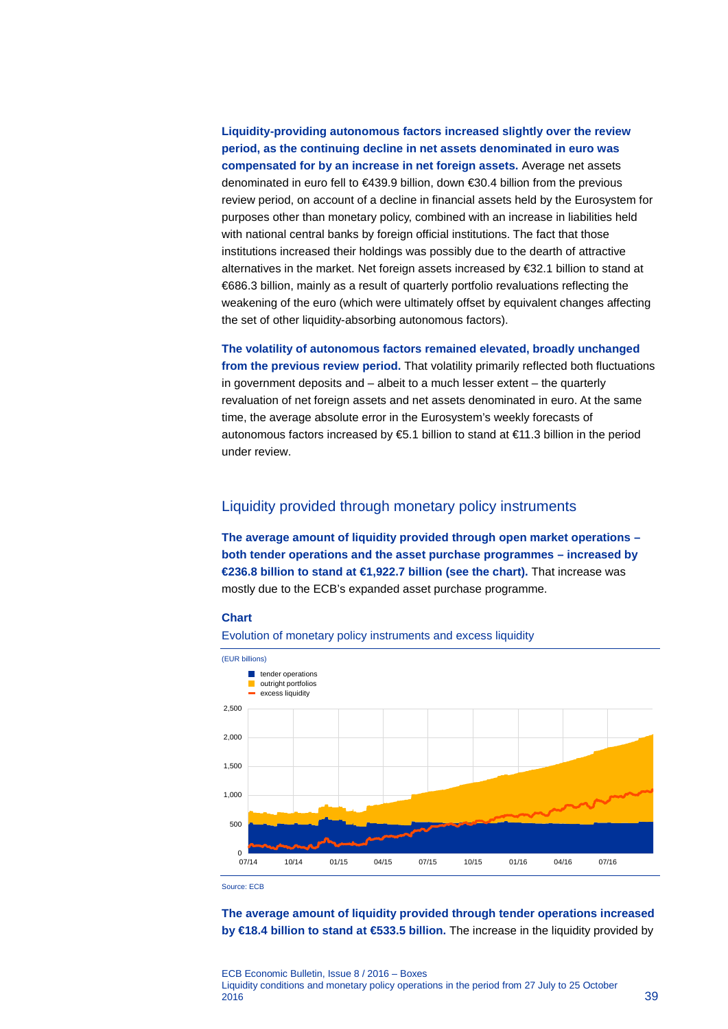**Liquidity-providing autonomous factors increased slightly over the review period, as the continuing decline in net assets denominated in euro was compensated for by an increase in net foreign assets.** Average net assets denominated in euro fell to €439.9 billion, down €30.4 billion from the previous review period, on account of a decline in financial assets held by the Eurosystem for purposes other than monetary policy, combined with an increase in liabilities held with national central banks by foreign official institutions. The fact that those institutions increased their holdings was possibly due to the dearth of attractive alternatives in the market. Net foreign assets increased by €32.1 billion to stand at €686.3 billion, mainly as a result of quarterly portfolio revaluations reflecting the weakening of the euro (which were ultimately offset by equivalent changes affecting the set of other liquidity-absorbing autonomous factors).

**The volatility of autonomous factors remained elevated, broadly unchanged from the previous review period.** That volatility primarily reflected both fluctuations in government deposits and – albeit to a much lesser extent – the quarterly revaluation of net foreign assets and net assets denominated in euro. At the same time, the average absolute error in the Eurosystem's weekly forecasts of autonomous factors increased by €5.1 billion to stand at €11.3 billion in the period under review.

## Liquidity provided through monetary policy instruments

**The average amount of liquidity provided through open market operations – both tender operations and the asset purchase programmes – increased by €236.8 billion to stand at €1,922.7 billion (see the chart).** That increase was mostly due to the ECB's expanded asset purchase programme.

**Chart**

Evolution of monetary policy instruments and excess liquidity

(EUR billions)

Source: ECB

**The average amount of liquidity provided through tender operations increased by €18.4 billion to stand at €533.5 billion.** The increase in the liquidity provided by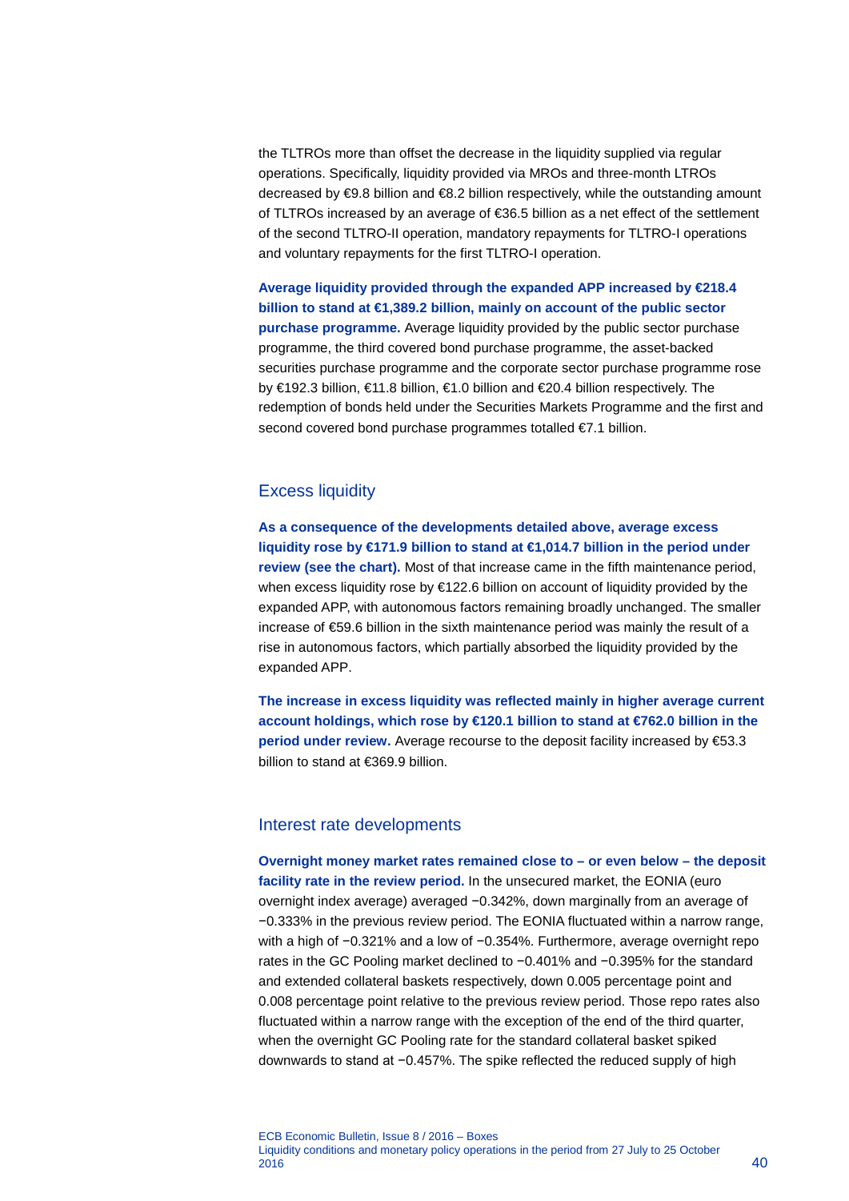the TLTROs more than offset the decrease in the liquidity supplied via regular operations. Specifically, liquidity provided via MROs and three-month LTROs decreased by €9.8 billion and €8.2 billion respectively, while the outstanding amount of TLTROs increased by an average of €36.5 billion as a net effect of the settlement of the second TLTRO-II operation, mandatory repayments for TLTRO-I operations and voluntary repayments for the first TLTRO-I operation.

**Average liquidity provided through the expanded APP increased by €218.4 billion to stand at €1,389.2 billion, mainly on account of the public sector purchase programme.** Average liquidity provided by the public sector purchase programme, the third covered bond purchase programme, the asset-backed securities purchase programme and the corporate sector purchase programme rose by €192.3 billion, €11.8 billion, €1.0 billion and €20.4 billion respectively. The redemption of bonds held under the Securities Markets Programme and the first and second covered bond purchase programmes totalled €7.1 billion.

## Excess liquidity

**As a consequence of the developments detailed above, average excess liquidity rose by €171.9 billion to stand at €1,014.7 billion in the period under review (see the chart).** Most of that increase came in the fifth maintenance period, when excess liquidity rose by €122.6 billion on account of liquidity provided by the expanded APP, with autonomous factors remaining broadly unchanged. The smaller increase of €59.6 billion in the sixth maintenance period was mainly the result of a rise in autonomous factors, which partially absorbed the liquidity provided by the expanded APP.

**The increase in excess liquidity was reflected mainly in higher average current account holdings, which rose by €120.1 billion to stand at €762.0 billion in the period under review.** Average recourse to the deposit facility increased by €53.3 billion to stand at €369.9 billion.

## Interest rate developments

**Overnight money market rates remained close to – or even below – the deposit facility rate in the review period.** In the unsecured market, the EONIA (euro overnight index average) averaged −0.342%, down marginally from an average of −0.333% in the previous review period. The EONIA fluctuated within a narrow range, with a high of −0.321% and a low of −0.354%. Furthermore, average overnight repo rates in the GC Pooling market declined to −0.401% and −0.395% for the standard and extended collateral baskets respectively, down 0.005 percentage point and 0.008 percentage point relative to the previous review period. Those repo rates also fluctuated within a narrow range with the exception of the end of the third quarter, when the overnight GC Pooling rate for the standard collateral basket spiked downwards to stand at −0.457%. The spike reflected the reduced supply of high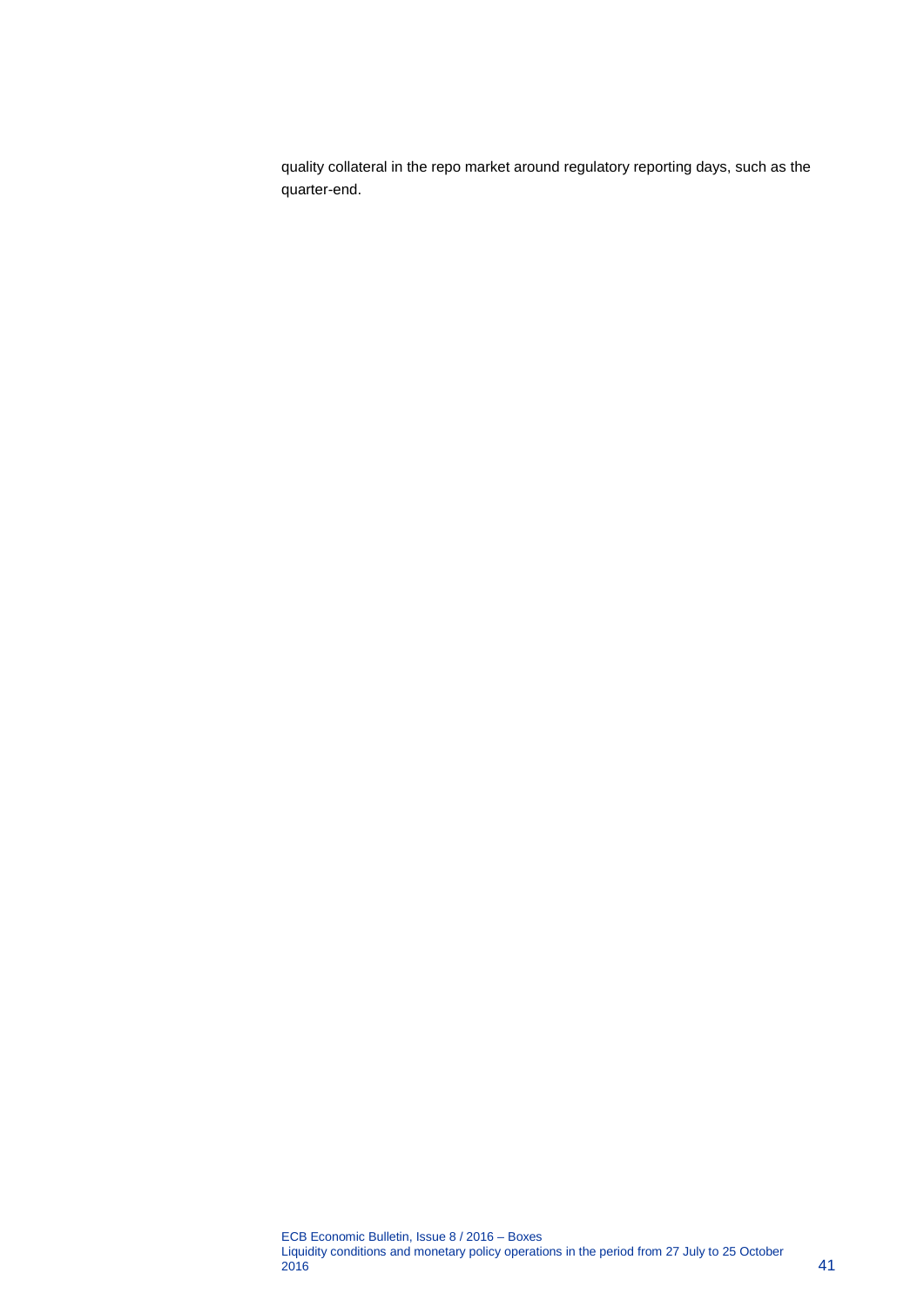quality collateral in the repo market around regulatory reporting days, such as the quarter-end.